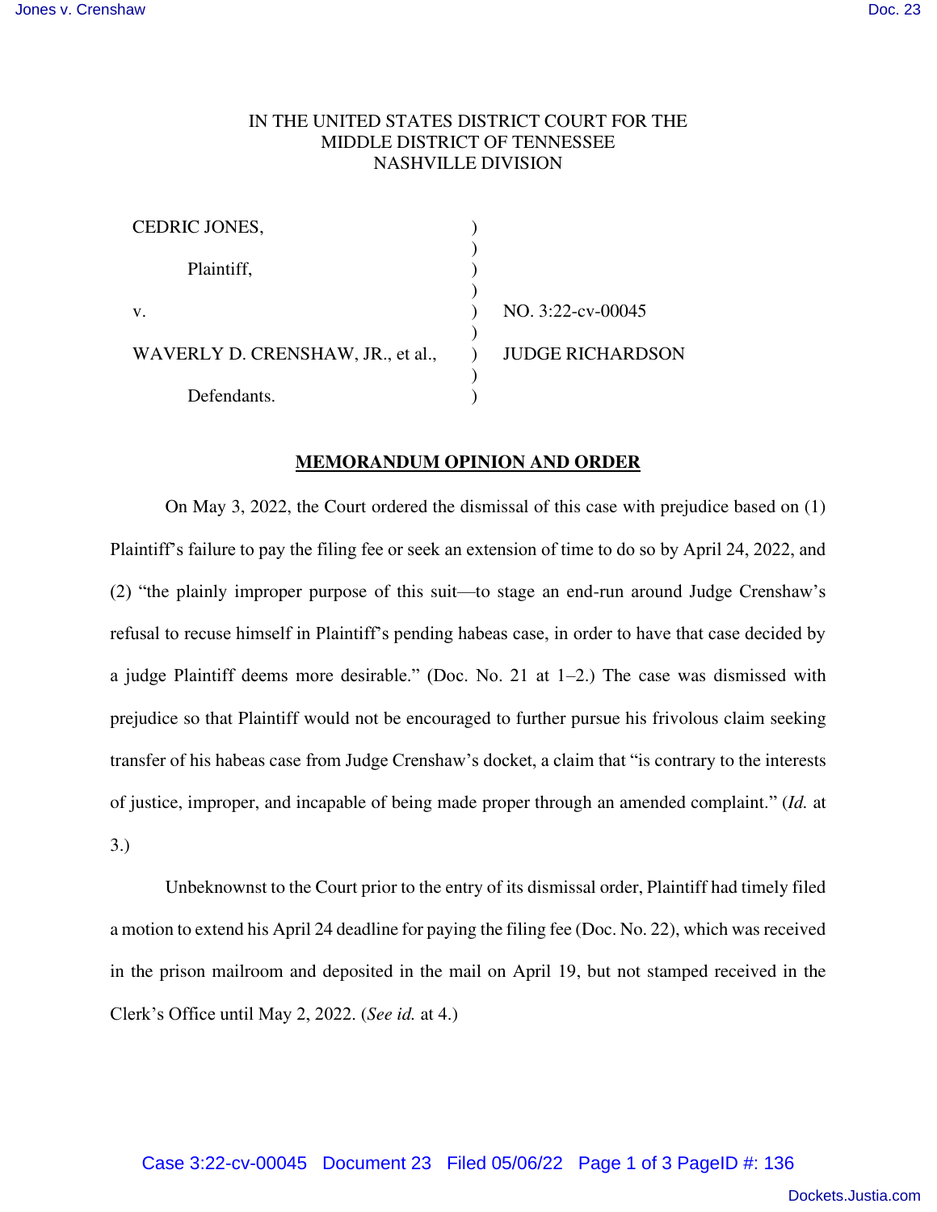IN THE UNITED STATES DISTRICT COURT FOR THE
MIDDLE DISTRICT OF TENNESSEE
NASHVILLE DIVISION

| | | |
|---|---|---|
| CEDRIC JONES, | ) | |
| Plaintiff, | ) | |
| v. | ) | NO. 3:22-cv-00045 |
| WAVERLY D. CRENSHAW, JR., et al., | ) | JUDGE RICHARDSON |
| Defendants. | ) | |

**MEMORANDUM OPINION AND ORDER**

On May 3, 2022, the Court ordered the dismissal of this case with prejudice based on (1) Plaintiff's failure to pay the filing fee or seek an extension of time to do so by April 24, 2022, and (2) "the plainly improper purpose of this suit—to stage an end-run around Judge Crenshaw's refusal to recuse himself in Plaintiff's pending habeas case, in order to have that case decided by a judge Plaintiff deems more desirable." (Doc. No. 21 at 1–2.) The case was dismissed with prejudice so that Plaintiff would not be encouraged to further pursue his frivolous claim seeking transfer of his habeas case from Judge Crenshaw's docket, a claim that "is contrary to the interests of justice, improper, and incapable of being made proper through an amended complaint." (*Id.* at 3.)

Unbeknownst to the Court prior to the entry of its dismissal order, Plaintiff had timely filed a motion to extend his April 24 deadline for paying the filing fee (Doc. No. 22), which was received in the prison mailroom and deposited in the mail on April 19, but not stamped received in the Clerk's Office until May 2, 2022. (*See id.* at 4.)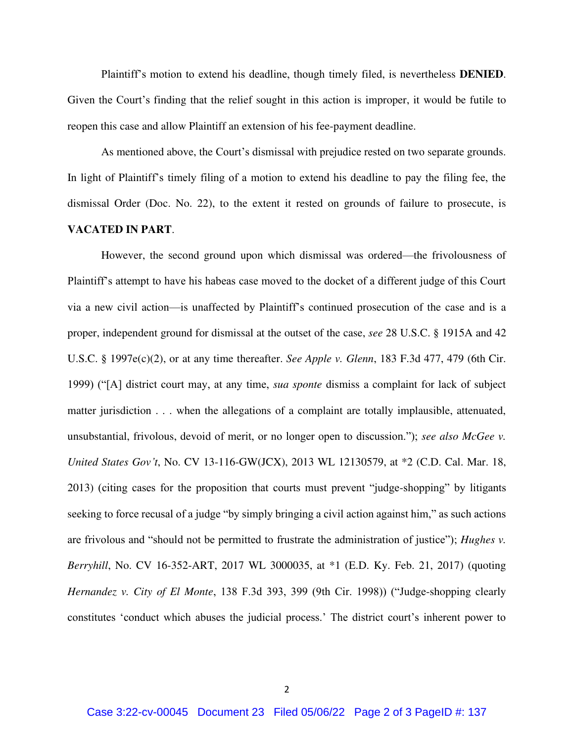Plaintiff's motion to extend his deadline, though timely filed, is nevertheless **DENIED**. Given the Court's finding that the relief sought in this action is improper, it would be futile to reopen this case and allow Plaintiff an extension of his fee-payment deadline.

As mentioned above, the Court's dismissal with prejudice rested on two separate grounds. In light of Plaintiff's timely filing of a motion to extend his deadline to pay the filing fee, the dismissal Order (Doc. No. 22), to the extent it rested on grounds of failure to prosecute, is **VACATED IN PART**.

However, the second ground upon which dismissal was ordered—the frivolousness of Plaintiff's attempt to have his habeas case moved to the docket of a different judge of this Court via a new civil action—is unaffected by Plaintiff's continued prosecution of the case and is a proper, independent ground for dismissal at the outset of the case, *see* 28 U.S.C. § 1915A and 42 U.S.C. § 1997e(c)(2), or at any time thereafter. *See Apple v. Glenn*, 183 F.3d 477, 479 (6th Cir. 1999) ("[A] district court may, at any time, *sua sponte* dismiss a complaint for lack of subject matter jurisdiction . . . when the allegations of a complaint are totally implausible, attenuated, unsubstantial, frivolous, devoid of merit, or no longer open to discussion."); *see also McGee v. United States Gov't*, No. CV 13-116-GW(JCX), 2013 WL 12130579, at *2 (C.D. Cal. Mar. 18, 2013) (citing cases for the proposition that courts must prevent "judge-shopping" by litigants seeking to force recusal of a judge "by simply bringing a civil action against him," as such actions are frivolous and "should not be permitted to frustrate the administration of justice"); *Hughes v. Berryhill*, No. CV 16-352-ART, 2017 WL 3000035, at *1 (E.D. Ky. Feb. 21, 2017) (quoting *Hernandez v. City of El Monte*, 138 F.3d 393, 399 (9th Cir. 1998)) ("Judge-shopping clearly constitutes 'conduct which abuses the judicial process.' The district court's inherent power to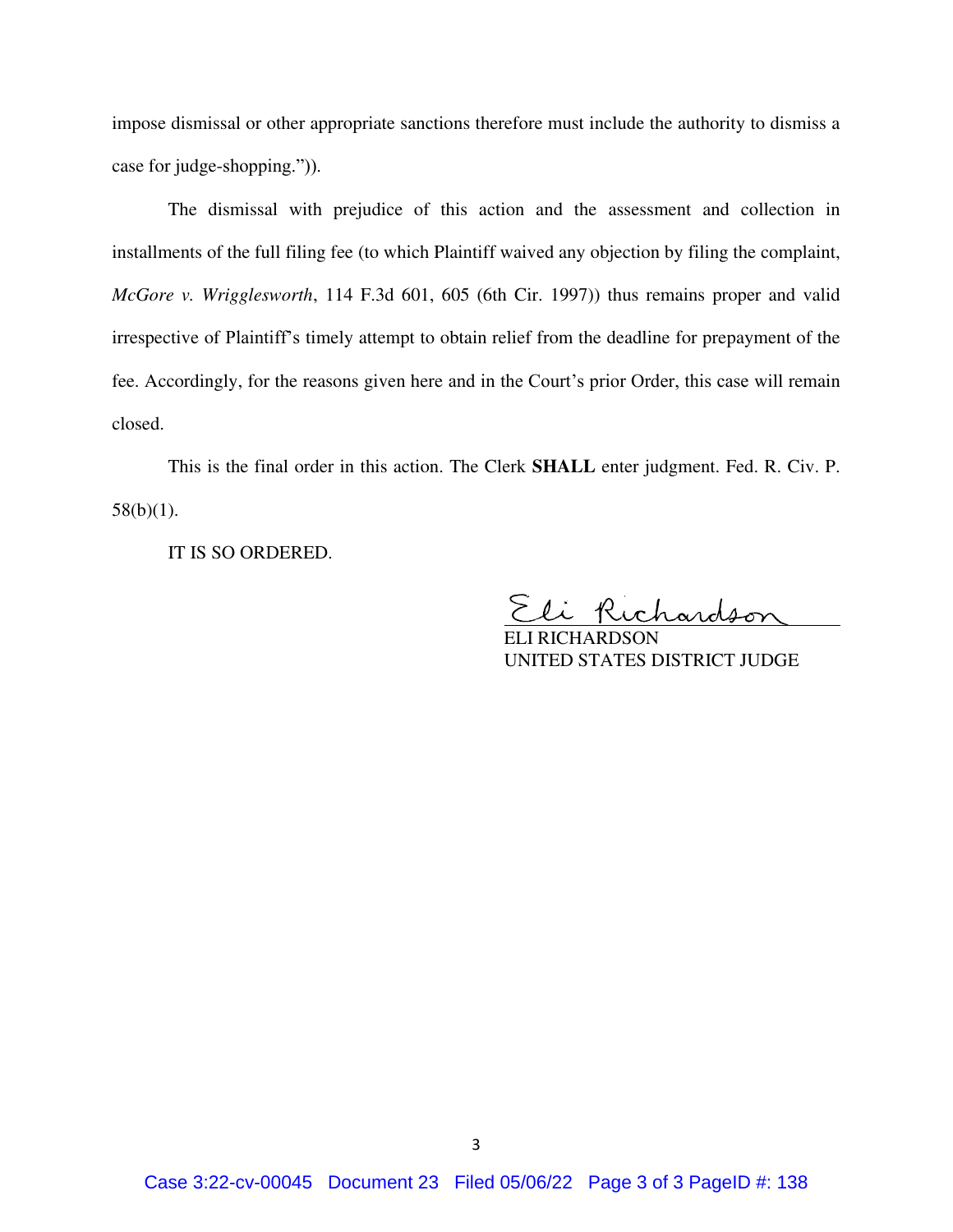impose dismissal or other appropriate sanctions therefore must include the authority to dismiss a case for judge-shopping.")).

The dismissal with prejudice of this action and the assessment and collection in installments of the full filing fee (to which Plaintiff waived any objection by filing the complaint, *McGore v. Wrigglesworth*, 114 F.3d 601, 605 (6th Cir. 1997)) thus remains proper and valid irrespective of Plaintiff's timely attempt to obtain relief from the deadline for prepayment of the fee. Accordingly, for the reasons given here and in the Court's prior Order, this case will remain closed.

This is the final order in this action. The Clerk **SHALL** enter judgment. Fed. R. Civ. P. 58(b)(1).

IT IS SO ORDERED.

Eli Richardson
ELI RICHARDSON
UNITED STATES DISTRICT JUDGE